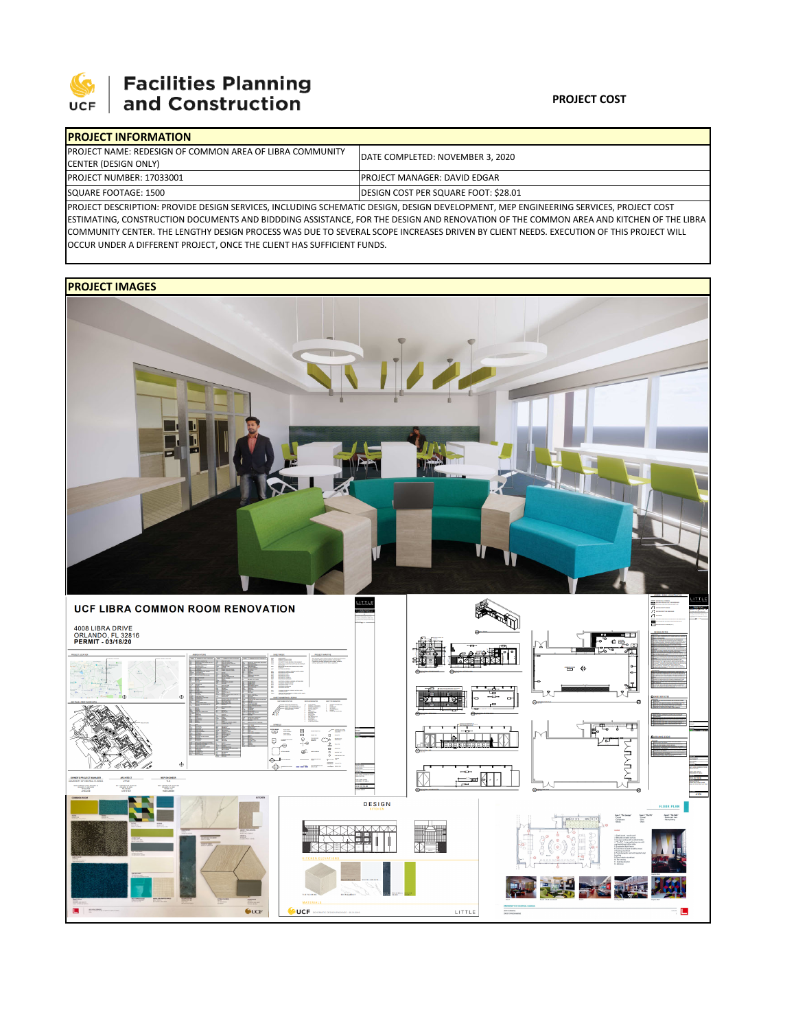Facilities Planning and Construction

**PROJECT COST**

| PROJECT INFORMATION | |
|---|---|
| PROJECT NAME: REDESIGN OF COMMON AREA OF LIBRA COMMUNITY CENTER (DESIGN ONLY) | DATE COMPLETED: NOVEMBER 3, 2020 |
| PROJECT NUMBER: 17033001 | PROJECT MANAGER: DAVID EDGAR |
| SQUARE FOOTAGE: 1500 | DESIGN COST PER SQUARE FOOT: $28.01 |

PROJECT DESCRIPTION: PROVIDE DESIGN SERVICES, INCLUDING SCHEMATIC DESIGN, DESIGN DEVELOPMENT, MEP ENGINEERING SERVICES, PROJECT COST ESTIMATING, CONSTRUCTION DOCUMENTS AND BIDDDING ASSISTANCE, FOR THE DESIGN AND RENOVATION OF THE COMMON AREA AND KITCHEN OF THE LIBRA COMMUNITY CENTER. THE LENGTHY DESIGN PROCESS WAS DUE TO SEVERAL SCOPE INCREASES DRIVEN BY CLIENT NEEDS. EXECUTION OF THIS PROJECT WILL OCCUR UNDER A DIFFERENT PROJECT, ONCE THE CLIENT HAS SUFFICIENT FUNDS.

## PROJECT IMAGES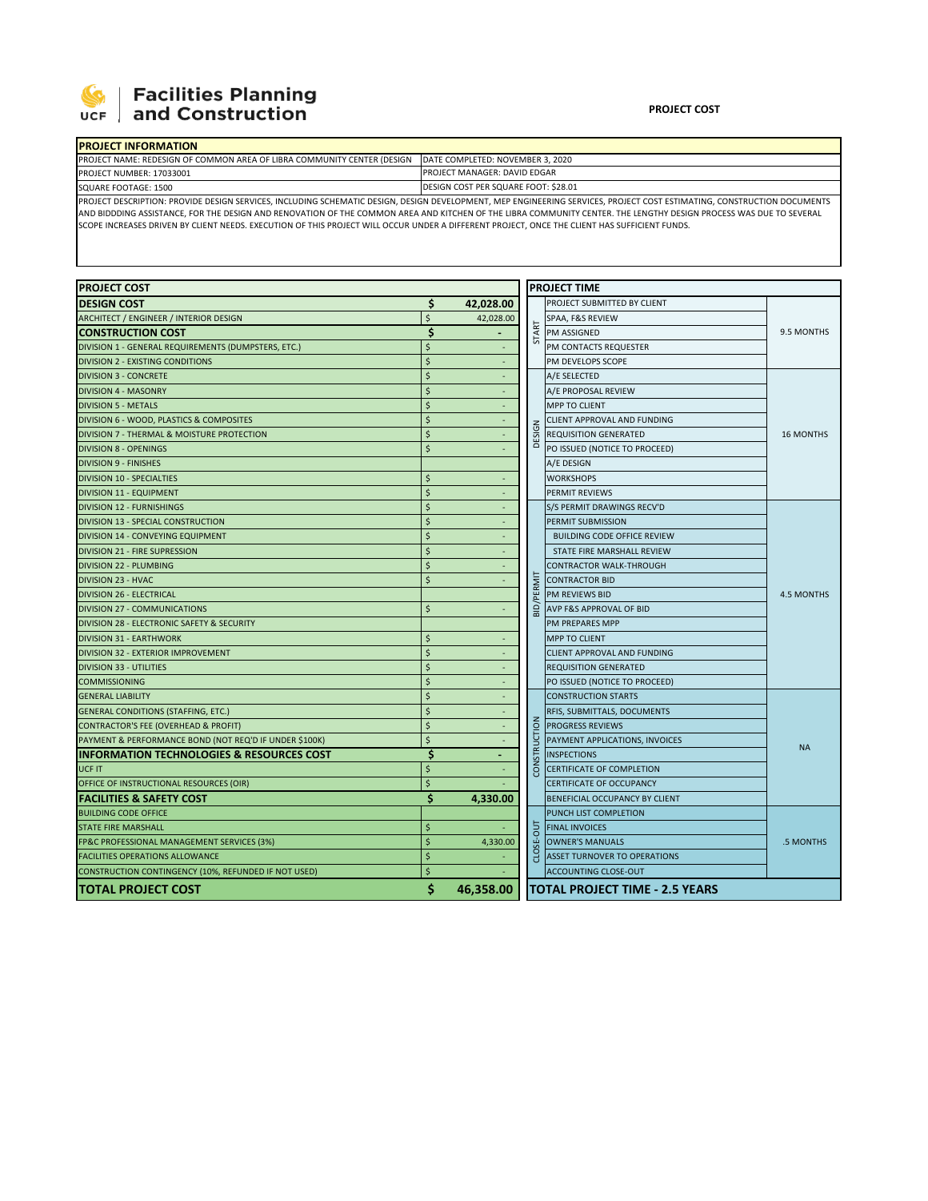**Facilities Planning and Construction**

**PROJECT COST**

| **PROJECT INFORMATION** | |
|---|---|
| PROJECT NAME: REDESIGN OF COMMON AREA OF LIBRA COMMUNITY CENTER (DESIGN | DATE COMPLETED: NOVEMBER 3, 2020 |
| PROJECT NUMBER: 17033001 | PROJECT MANAGER: DAVID EDGAR |
| SQUARE FOOTAGE: 1500 | DESIGN COST PER SQUARE FOOT: $28.01 |

PROJECT DESCRIPTION: PROVIDE DESIGN SERVICES, INCLUDING SCHEMATIC DESIGN, DESIGN DEVELOPMENT, MEP ENGINEERING SERVICES, PROJECT COST ESTIMATING, CONSTRUCTION DOCUMENTS AND BIDDDING ASSISTANCE, FOR THE DESIGN AND RENOVATION OF THE COMMON AREA AND KITCHEN OF THE LIBRA COMMUNITY CENTER. THE LENGTHY DESIGN PROCESS WAS DUE TO SEVERAL SCOPE INCREASES DRIVEN BY CLIENT NEEDS. EXECUTION OF THIS PROJECT WILL OCCUR UNDER A DIFFERENT PROJECT, ONCE THE CLIENT HAS SUFFICIENT FUNDS.

| **PROJECT COST** | | |
|---|---|---|
| **DESIGN COST** | **$** | **42,028.00** |
| ARCHITECT / ENGINEER / INTERIOR DESIGN | $ | 42,028.00 |
| **CONSTRUCTION COST** | **$** | **-** |
| DIVISION 1 - GENERAL REQUIREMENTS (DUMPSTERS, ETC.) | $ | - |
| DIVISION 2 - EXISTING CONDITIONS | $ | - |
| DIVISION 3 - CONCRETE | $ | - |
| DIVISION 4 - MASONRY | $ | - |
| DIVISION 5 - METALS | $ | - |
| DIVISION 6 - WOOD, PLASTICS & COMPOSITES | $ | - |
| DIVISION 7 - THERMAL & MOISTURE PROTECTION | $ | - |
| DIVISION 8 - OPENINGS | $ | - |
| DIVISION 9 - FINISHES | | |
| DIVISION 10 - SPECIALTIES | $ | - |
| DIVISION 11 - EQUIPMENT | $ | - |
| DIVISION 12 - FURNISHINGS | $ | - |
| DIVISION 13 - SPECIAL CONSTRUCTION | $ | - |
| DIVISION 14 - CONVEYING EQUIPMENT | $ | - |
| DIVISION 21 - FIRE SUPRESSION | $ | - |
| DIVISION 22 - PLUMBING | $ | - |
| DIVISION 23 - HVAC | $ | - |
| DIVISION 26 - ELECTRICAL | | |
| DIVISION 27 - COMMUNICATIONS | $ | - |
| DIVISION 28 - ELECTRONIC SAFETY & SECURITY | | |
| DIVISION 31 - EARTHWORK | $ | - |
| DIVISION 32 - EXTERIOR IMPROVEMENT | $ | - |
| DIVISION 33 - UTILITIES | $ | - |
| COMMISSIONING | $ | - |
| GENERAL LIABILITY | $ | - |
| GENERAL CONDITIONS (STAFFING, ETC.) | $ | - |
| CONTRACTOR'S FEE (OVERHEAD & PROFIT) | $ | - |
| PAYMENT & PERFORMANCE BOND (NOT REQ'D IF UNDER $100K) | $ | - |
| **INFORMATION TECHNOLOGIES & RESOURCES COST** | **$** | **-** |
| UCF IT | $ | - |
| OFFICE OF INSTRUCTIONAL RESOURCES (OIR) | $ | - |
| **FACILITIES & SAFETY COST** | **$** | **4,330.00** |
| BUILDING CODE OFFICE | | |
| STATE FIRE MARSHALL | $ | - |
| FP&C PROFESSIONAL MANAGEMENT SERVICES (3%) | $ | 4,330.00 |
| FACILITIES OPERATIONS ALLOWANCE | $ | - |
| CONSTRUCTION CONTINGENCY (10%, REFUNDED IF NOT USED) | $ | - |
| **TOTAL PROJECT COST** | **$** | **46,358.00** |

| **PROJECT TIME** | | |
|---|---|---|
| START | PROJECT SUBMITTED BY CLIENT | 9.5 MONTHS |
| | SPAA, F&S REVIEW | |
| | PM ASSIGNED | |
| | PM CONTACTS REQUESTER | |
| | PM DEVELOPS SCOPE | |
| DESIGN | A/E SELECTED | 16 MONTHS |
| | A/E PROPOSAL REVIEW | |
| | MPP TO CLIENT | |
| | CLIENT APPROVAL AND FUNDING | |
| | REQUISITION GENERATED | |
| | PO ISSUED (NOTICE TO PROCEED) | |
| | A/E DESIGN | |
| | WORKSHOPS | |
| | PERMIT REVIEWS | |
| BID/PERMIT | S/S PERMIT DRAWINGS RECV'D | 4.5 MONTHS |
| | PERMIT SUBMISSION | |
| | BUILDING CODE OFFICE REVIEW | |
| | STATE FIRE MARSHALL REVIEW | |
| | CONTRACTOR WALK-THROUGH | |
| | CONTRACTOR BID | |
| | PM REVIEWS BID | |
| | AVP F&S APPROVAL OF BID | |
| | PM PREPARES MPP | |
| | MPP TO CLIENT | |
| | CLIENT APPROVAL AND FUNDING | |
| | REQUISITION GENERATED | |
| | PO ISSUED (NOTICE TO PROCEED) | |
| CONSTRUCTION | CONSTRUCTION STARTS | NA |
| | RFIS, SUBMITTALS, DOCUMENTS | |
| | PROGRESS REVIEWS | |
| | PAYMENT APPLICATIONS, INVOICES | |
| | INSPECTIONS | |
| | CERTIFICATE OF COMPLETION | |
| | CERTIFICATE OF OCCUPANCY | |
| | BENEFICIAL OCCUPANCY BY CLIENT | |
| CLOSE-OUT | PUNCH LIST COMPLETION | .5 MONTHS |
| | FINAL INVOICES | |
| | OWNER'S MANUALS | |
| | ASSET TURNOVER TO OPERATIONS | |
| | ACCOUNTING CLOSE-OUT | |
| **TOTAL PROJECT TIME - 2.5 YEARS** | | |